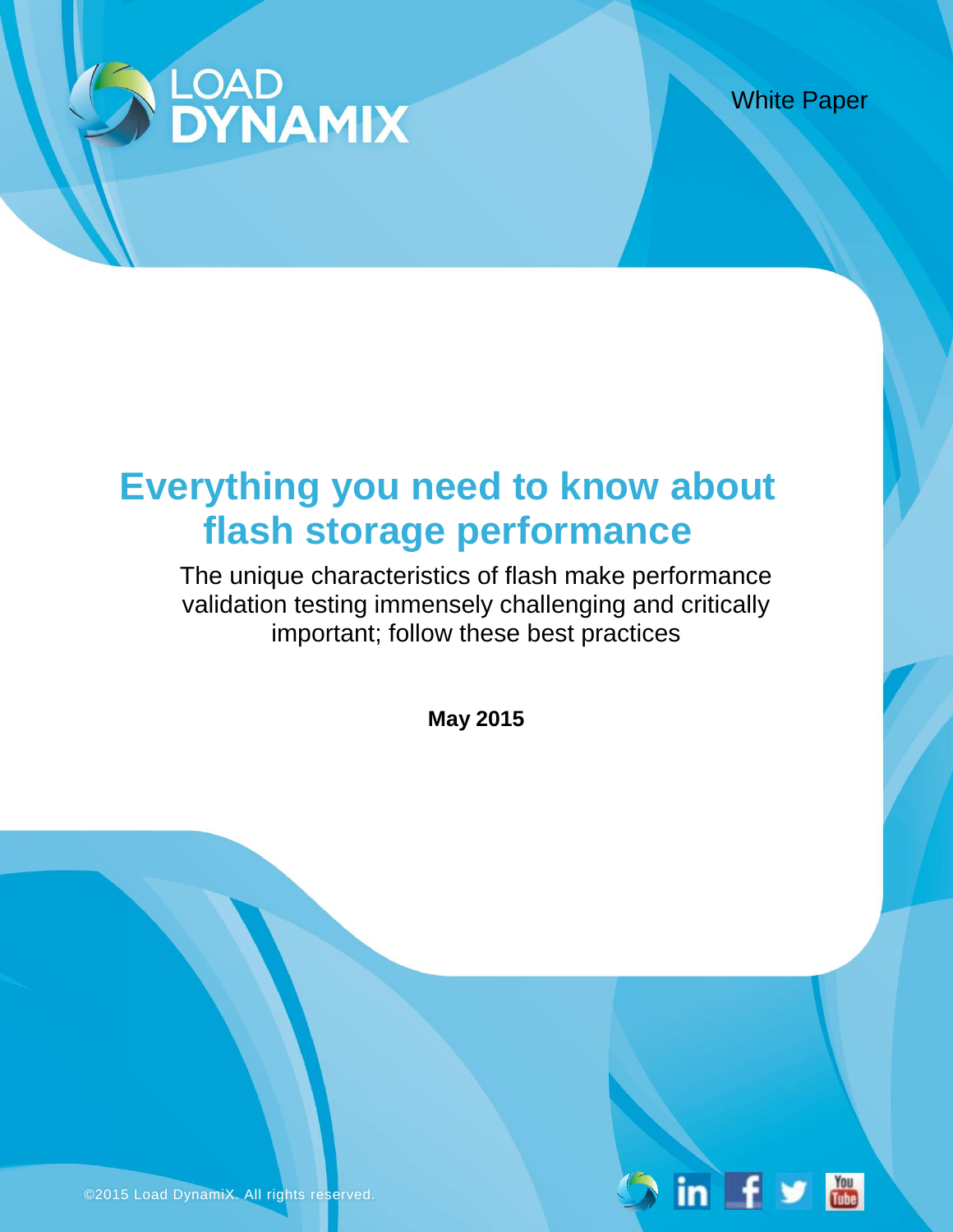LOAD DYNAMIX

White Paper

# Everything you need to know about flash storage performance

The unique characteristics of flash make performance validation testing immensely challenging and critically important; follow these best practices

**May 2015**

©2015 Load DynamiX. All rights reserved.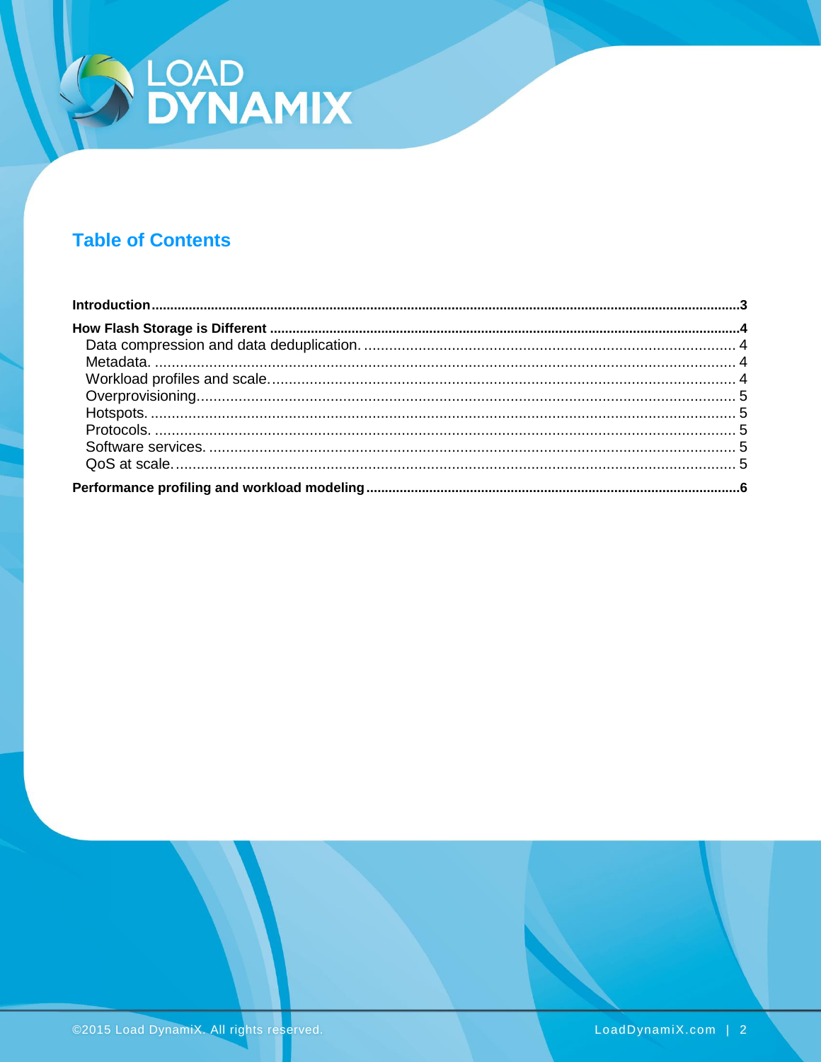## Table of Contents

**Introduction** ........ 3

**How Flash Storage is Different** ........ 4

- Data compression and data deduplication. ........ 4
- Metadata. ........ 4
- Workload profiles and scale. ........ 4
- Overprovisioning. ........ 5
- Hotspots. ........ 5
- Protocols. ........ 5
- Software services. ........ 5
- QoS at scale. ........ 5

**Performance profiling and workload modeling** ........ 6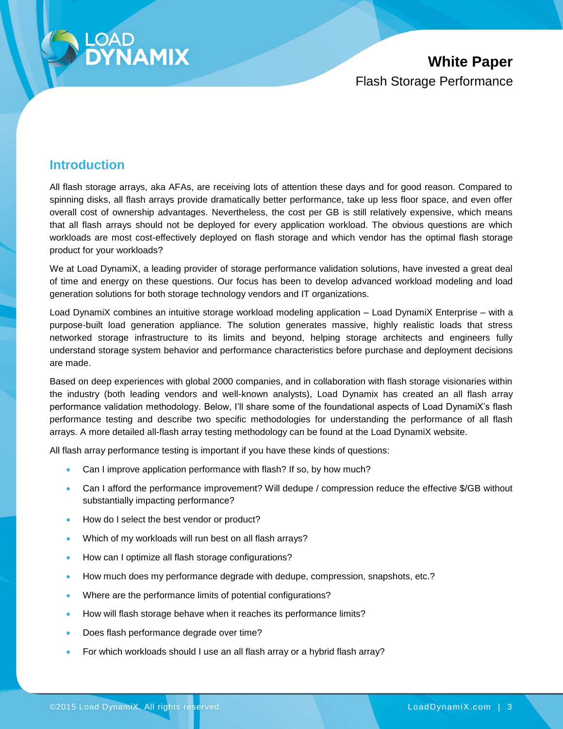## Introduction

All flash storage arrays, aka AFAs, are receiving lots of attention these days and for good reason. Compared to spinning disks, all flash arrays provide dramatically better performance, take up less floor space, and even offer overall cost of ownership advantages. Nevertheless, the cost per GB is still relatively expensive, which means that all flash arrays should not be deployed for every application workload. The obvious questions are which workloads are most cost-effectively deployed on flash storage and which vendor has the optimal flash storage product for your workloads?

We at Load DynamiX, a leading provider of storage performance validation solutions, have invested a great deal of time and energy on these questions. Our focus has been to develop advanced workload modeling and load generation solutions for both storage technology vendors and IT organizations.

Load DynamiX combines an intuitive storage workload modeling application – Load DynamiX Enterprise – with a purpose-built load generation appliance. The solution generates massive, highly realistic loads that stress networked storage infrastructure to its limits and beyond, helping storage architects and engineers fully understand storage system behavior and performance characteristics before purchase and deployment decisions are made.

Based on deep experiences with global 2000 companies, and in collaboration with flash storage visionaries within the industry (both leading vendors and well-known analysts), Load Dynamix has created an all flash array performance validation methodology. Below, I'll share some of the foundational aspects of Load DynamiX's flash performance testing and describe two specific methodologies for understanding the performance of all flash arrays. A more detailed all-flash array testing methodology can be found at the Load DynamiX website.

All flash array performance testing is important if you have these kinds of questions:

- Can I improve application performance with flash? If so, by how much?
- Can I afford the performance improvement? Will dedupe / compression reduce the effective $/GB without substantially impacting performance?
- How do I select the best vendor or product?
- Which of my workloads will run best on all flash arrays?
- How can I optimize all flash storage configurations?
- How much does my performance degrade with dedupe, compression, snapshots, etc.?
- Where are the performance limits of potential configurations?
- How will flash storage behave when it reaches its performance limits?
- Does flash performance degrade over time?
- For which workloads should I use an all flash array or a hybrid flash array?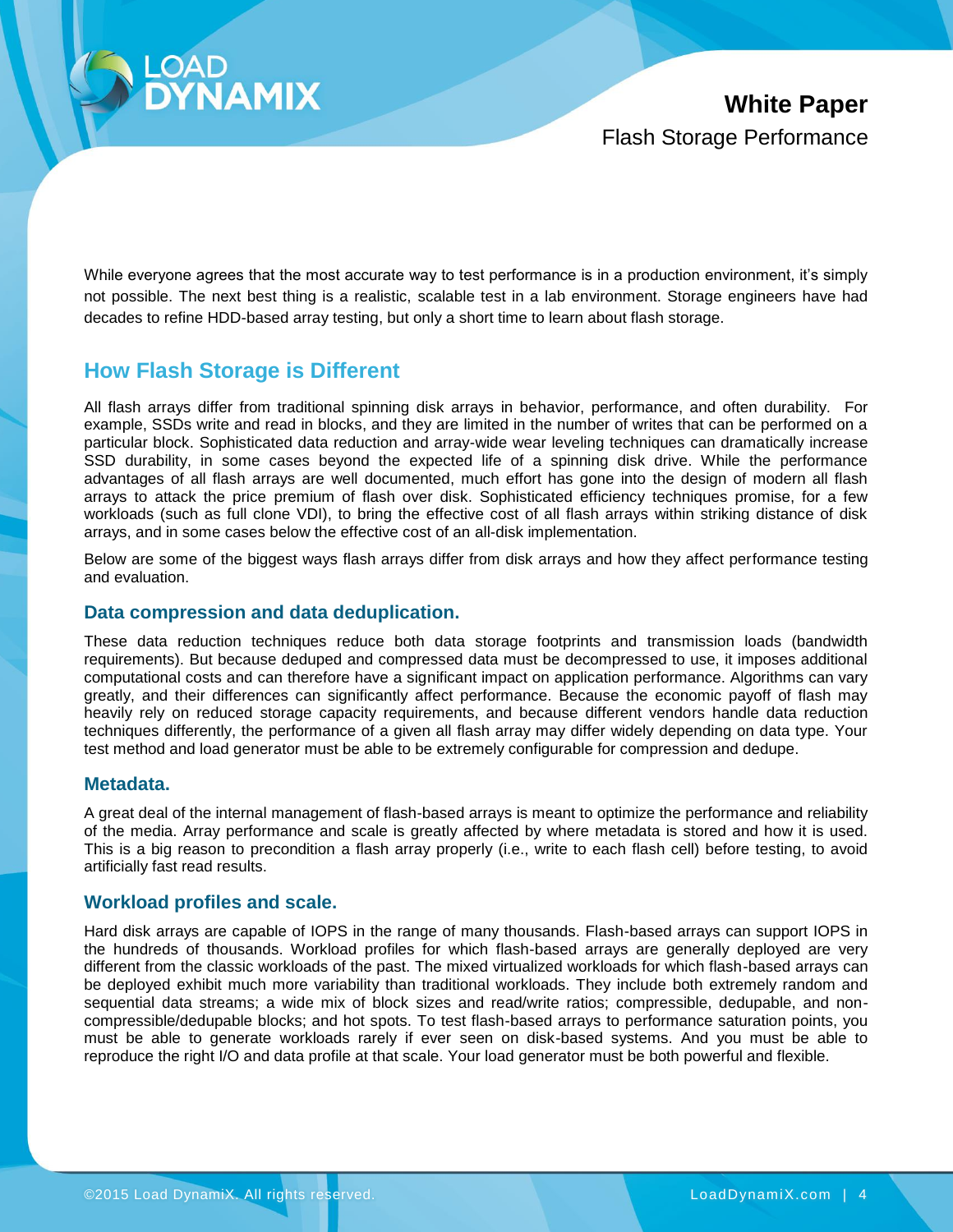While everyone agrees that the most accurate way to test performance is in a production environment, it's simply not possible. The next best thing is a realistic, scalable test in a lab environment. Storage engineers have had decades to refine HDD-based array testing, but only a short time to learn about flash storage.

## How Flash Storage is Different

All flash arrays differ from traditional spinning disk arrays in behavior, performance, and often durability. For example, SSDs write and read in blocks, and they are limited in the number of writes that can be performed on a particular block. Sophisticated data reduction and array-wide wear leveling techniques can dramatically increase SSD durability, in some cases beyond the expected life of a spinning disk drive. While the performance advantages of all flash arrays are well documented, much effort has gone into the design of modern all flash arrays to attack the price premium of flash over disk. Sophisticated efficiency techniques promise, for a few workloads (such as full clone VDI), to bring the effective cost of all flash arrays within striking distance of disk arrays, and in some cases below the effective cost of an all-disk implementation.

Below are some of the biggest ways flash arrays differ from disk arrays and how they affect performance testing and evaluation.

### Data compression and data deduplication.

These data reduction techniques reduce both data storage footprints and transmission loads (bandwidth requirements). But because deduped and compressed data must be decompressed to use, it imposes additional computational costs and can therefore have a significant impact on application performance. Algorithms can vary greatly, and their differences can significantly affect performance. Because the economic payoff of flash may heavily rely on reduced storage capacity requirements, and because different vendors handle data reduction techniques differently, the performance of a given all flash array may differ widely depending on data type. Your test method and load generator must be able to be extremely configurable for compression and dedupe.

### Metadata.

A great deal of the internal management of flash-based arrays is meant to optimize the performance and reliability of the media. Array performance and scale is greatly affected by where metadata is stored and how it is used. This is a big reason to precondition a flash array properly (i.e., write to each flash cell) before testing, to avoid artificially fast read results.

### Workload profiles and scale.

Hard disk arrays are capable of IOPS in the range of many thousands. Flash-based arrays can support IOPS in the hundreds of thousands. Workload profiles for which flash-based arrays are generally deployed are very different from the classic workloads of the past. The mixed virtualized workloads for which flash-based arrays can be deployed exhibit much more variability than traditional workloads. They include both extremely random and sequential data streams; a wide mix of block sizes and read/write ratios; compressible, dedupable, and non-compressible/dedupable blocks; and hot spots. To test flash-based arrays to performance saturation points, you must be able to generate workloads rarely if ever seen on disk-based systems. And you must be able to reproduce the right I/O and data profile at that scale. Your load generator must be both powerful and flexible.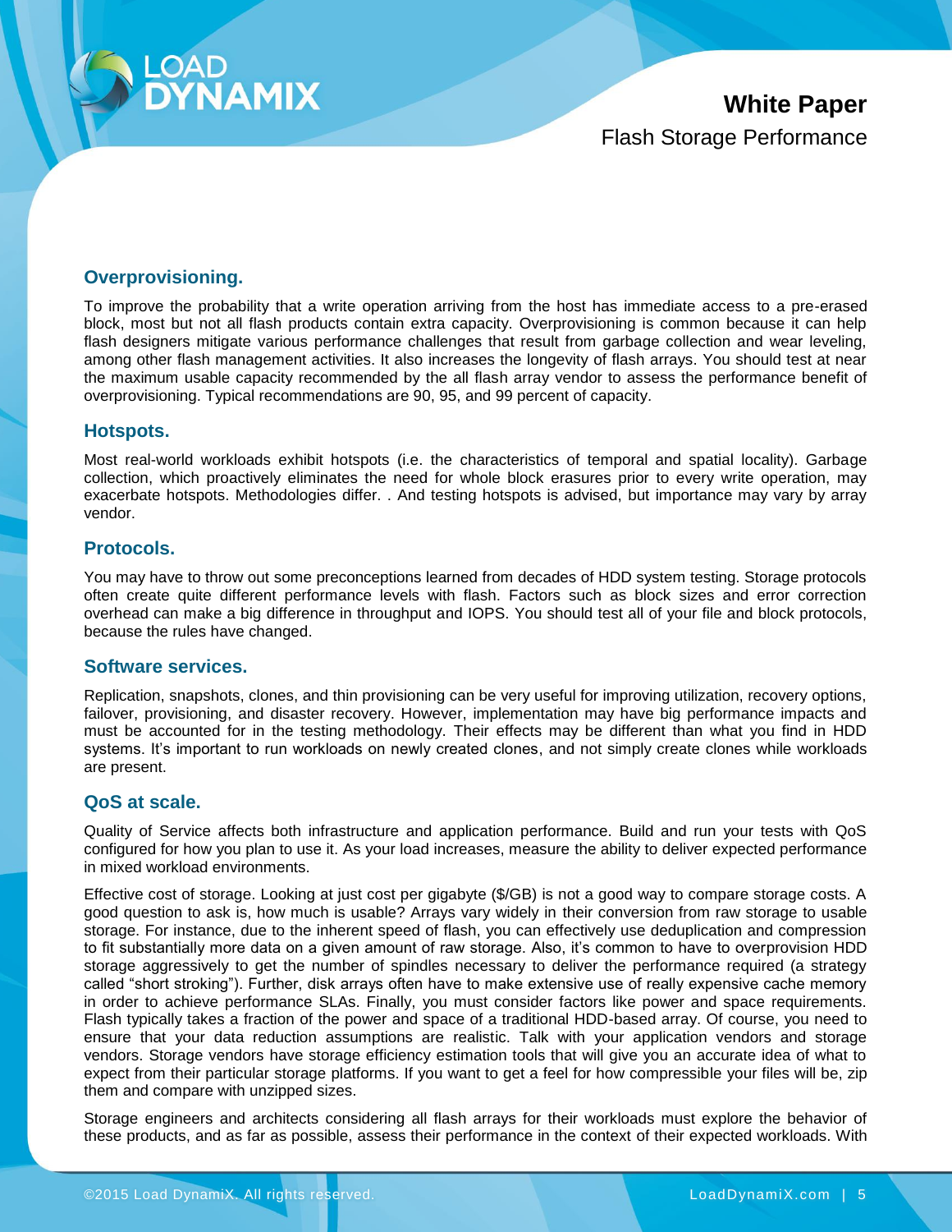### Overprovisioning.

To improve the probability that a write operation arriving from the host has immediate access to a pre-erased block, most but not all flash products contain extra capacity. Overprovisioning is common because it can help flash designers mitigate various performance challenges that result from garbage collection and wear leveling, among other flash management activities. It also increases the longevity of flash arrays. You should test at near the maximum usable capacity recommended by the all flash array vendor to assess the performance benefit of overprovisioning. Typical recommendations are 90, 95, and 99 percent of capacity.

### Hotspots.

Most real-world workloads exhibit hotspots (i.e. the characteristics of temporal and spatial locality). Garbage collection, which proactively eliminates the need for whole block erasures prior to every write operation, may exacerbate hotspots. Methodologies differ. . And testing hotspots is advised, but importance may vary by array vendor.

### Protocols.

You may have to throw out some preconceptions learned from decades of HDD system testing. Storage protocols often create quite different performance levels with flash. Factors such as block sizes and error correction overhead can make a big difference in throughput and IOPS. You should test all of your file and block protocols, because the rules have changed.

### Software services.

Replication, snapshots, clones, and thin provisioning can be very useful for improving utilization, recovery options, failover, provisioning, and disaster recovery. However, implementation may have big performance impacts and must be accounted for in the testing methodology. Their effects may be different than what you find in HDD systems. It's important to run workloads on newly created clones, and not simply create clones while workloads are present.

### QoS at scale.

Quality of Service affects both infrastructure and application performance. Build and run your tests with QoS configured for how you plan to use it. As your load increases, measure the ability to deliver expected performance in mixed workload environments.

Effective cost of storage. Looking at just cost per gigabyte ($/GB) is not a good way to compare storage costs. A good question to ask is, how much is usable? Arrays vary widely in their conversion from raw storage to usable storage. For instance, due to the inherent speed of flash, you can effectively use deduplication and compression to fit substantially more data on a given amount of raw storage. Also, it's common to have to overprovision HDD storage aggressively to get the number of spindles necessary to deliver the performance required (a strategy called "short stroking"). Further, disk arrays often have to make extensive use of really expensive cache memory in order to achieve performance SLAs. Finally, you must consider factors like power and space requirements. Flash typically takes a fraction of the power and space of a traditional HDD-based array. Of course, you need to ensure that your data reduction assumptions are realistic. Talk with your application vendors and storage vendors. Storage vendors have storage efficiency estimation tools that will give you an accurate idea of what to expect from their particular storage platforms. If you want to get a feel for how compressible your files will be, zip them and compare with unzipped sizes.

Storage engineers and architects considering all flash arrays for their workloads must explore the behavior of these products, and as far as possible, assess their performance in the context of their expected workloads. With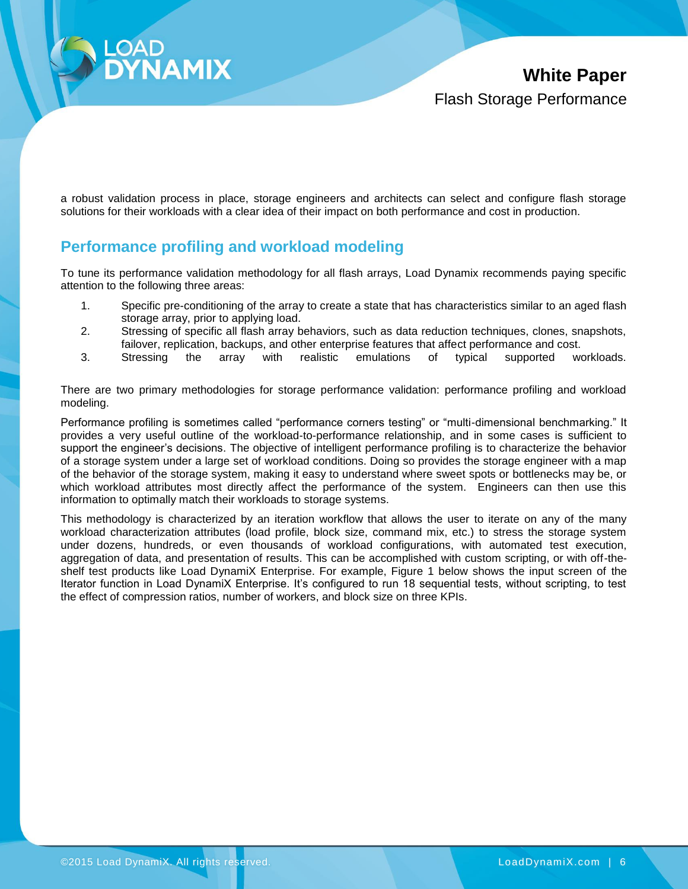a robust validation process in place, storage engineers and architects can select and configure flash storage solutions for their workloads with a clear idea of their impact on both performance and cost in production.

## Performance profiling and workload modeling

To tune its performance validation methodology for all flash arrays, Load Dynamix recommends paying specific attention to the following three areas:

1. Specific pre-conditioning of the array to create a state that has characteristics similar to an aged flash storage array, prior to applying load.
2. Stressing of specific all flash array behaviors, such as data reduction techniques, clones, snapshots, failover, replication, backups, and other enterprise features that affect performance and cost.
3. Stressing the array with realistic emulations of typical supported workloads.

There are two primary methodologies for storage performance validation: performance profiling and workload modeling.

Performance profiling is sometimes called "performance corners testing" or "multi-dimensional benchmarking." It provides a very useful outline of the workload-to-performance relationship, and in some cases is sufficient to support the engineer's decisions. The objective of intelligent performance profiling is to characterize the behavior of a storage system under a large set of workload conditions. Doing so provides the storage engineer with a map of the behavior of the storage system, making it easy to understand where sweet spots or bottlenecks may be, or which workload attributes most directly affect the performance of the system. Engineers can then use this information to optimally match their workloads to storage systems.

This methodology is characterized by an iteration workflow that allows the user to iterate on any of the many workload characterization attributes (load profile, block size, command mix, etc.) to stress the storage system under dozens, hundreds, or even thousands of workload configurations, with automated test execution, aggregation of data, and presentation of results. This can be accomplished with custom scripting, or with off-the-shelf test products like Load DynamiX Enterprise. For example, Figure 1 below shows the input screen of the Iterator function in Load DynamiX Enterprise. It's configured to run 18 sequential tests, without scripting, to test the effect of compression ratios, number of workers, and block size on three KPIs.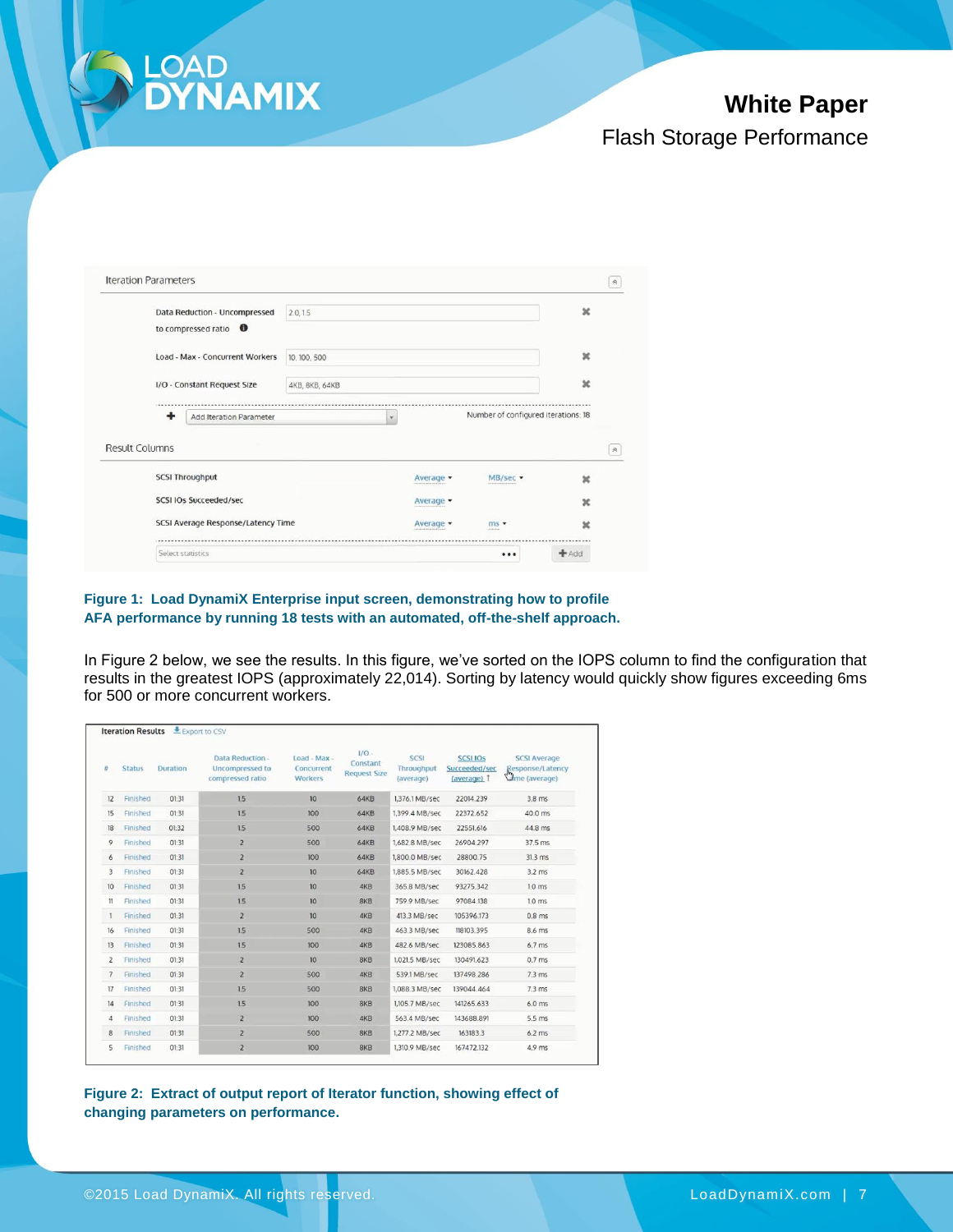Iteration Parameters

| Parameter | Value |
|---|---|
| Data Reduction - Uncompressed to compressed ratio | 2.0, 1.5 |
| Load - Max - Concurrent Workers | 10, 100, 500 |
| I/O - Constant Request Size | 4KB, 8KB, 64KB |

Add Iteration Parameter — Number of configured iterations: 18

Result Columns

| Column | Statistic | Unit |
|---|---|---|
| SCSI Throughput | Average | MB/sec |
| SCSI IOs Succeeded/sec | Average | |
| SCSI Average Response/Latency Time | Average | ms |

Select statistics — Add

**Figure 1: Load DynamiX Enterprise input screen, demonstrating how to profile AFA performance by running 18 tests with an automated, off-the-shelf approach.**

In Figure 2 below, we see the results. In this figure, we've sorted on the IOPS column to find the configuration that results in the greatest IOPS (approximately 22,014). Sorting by latency would quickly show figures exceeding 6ms for 500 or more concurrent workers.

Iteration Results — Export to CSV

| # | Status | Duration | Data Reduction - Uncompressed to compressed ratio | Load - Max - Concurrent Workers | I/O - Constant Request Size | SCSI Throughput (average) | SCSI IOs Succeeded/sec (average) | SCSI Average Response/Latency Time (average) |
|---|---|---|---|---|---|---|---|---|
| 12 | Finished | 01:31 | 1.5 | 10 | 64KB | 1,376.1 MB/sec | 22014.239 | 3.8 ms |
| 15 | Finished | 01:31 | 1.5 | 100 | 64KB | 1,399.4 MB/sec | 22372.652 | 40.0 ms |
| 18 | Finished | 01:32 | 1.5 | 500 | 64KB | 1,408.9 MB/sec | 22551.616 | 44.8 ms |
| 9 | Finished | 01:31 | 2 | 500 | 64KB | 1,682.8 MB/sec | 26904.297 | 37.5 ms |
| 6 | Finished | 01:31 | 2 | 100 | 64KB | 1,800.0 MB/sec | 28800.75 | 31.3 ms |
| 3 | Finished | 01:31 | 2 | 10 | 64KB | 1,885.5 MB/sec | 30162.428 | 3.2 ms |
| 10 | Finished | 01:31 | 1.5 | 10 | 4KB | 365.8 MB/sec | 93275.342 | 1.0 ms |
| 11 | Finished | 01:31 | 1.5 | 10 | 8KB | 759.9 MB/sec | 97084.138 | 1.0 ms |
| 1 | Finished | 01:31 | 2 | 10 | 4KB | 413.3 MB/sec | 105396.173 | 0.8 ms |
| 16 | Finished | 01:31 | 1.5 | 500 | 4KB | 463.3 MB/sec | 118103.395 | 8.6 ms |
| 13 | Finished | 01:31 | 1.5 | 100 | 4KB | 482.6 MB/sec | 123085.863 | 6.7 ms |
| 2 | Finished | 01:31 | 2 | 10 | 8KB | 1,021.5 MB/sec | 130491.623 | 0.7 ms |
| 7 | Finished | 01:31 | 2 | 500 | 4KB | 539.1 MB/sec | 137498.286 | 7.3 ms |
| 17 | Finished | 01:31 | 1.5 | 500 | 8KB | 1,088.3 MB/sec | 139044.464 | 7.3 ms |
| 14 | Finished | 01:31 | 1.5 | 100 | 8KB | 1,105.7 MB/sec | 141265.633 | 6.0 ms |
| 4 | Finished | 01:31 | 2 | 100 | 4KB | 563.4 MB/sec | 143688.891 | 5.5 ms |
| 8 | Finished | 01:31 | 2 | 500 | 8KB | 1,277.2 MB/sec | 163183.3 | 6.2 ms |
| 5 | Finished | 01:31 | 2 | 100 | 8KB | 1,310.9 MB/sec | 167472.132 | 4.9 ms |

**Figure 2: Extract of output report of Iterator function, showing effect of changing parameters on performance.**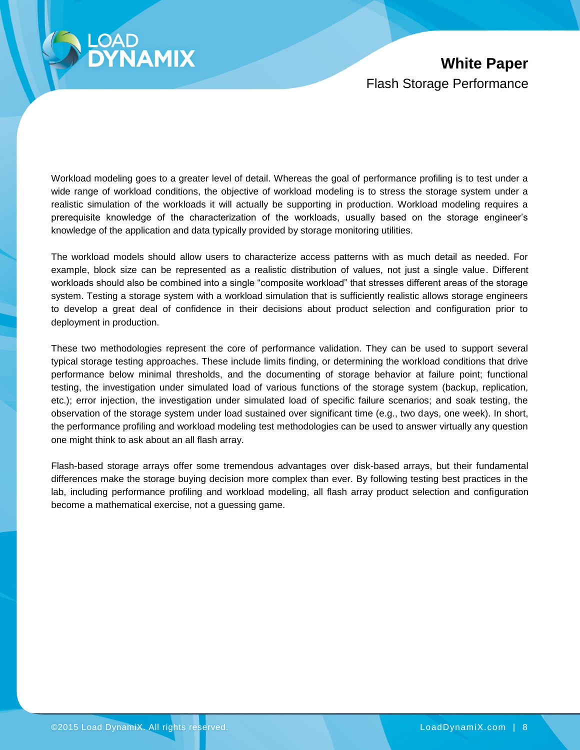Workload modeling goes to a greater level of detail. Whereas the goal of performance profiling is to test under a wide range of workload conditions, the objective of workload modeling is to stress the storage system under a realistic simulation of the workloads it will actually be supporting in production. Workload modeling requires a prerequisite knowledge of the characterization of the workloads, usually based on the storage engineer's knowledge of the application and data typically provided by storage monitoring utilities.

The workload models should allow users to characterize access patterns with as much detail as needed. For example, block size can be represented as a realistic distribution of values, not just a single value. Different workloads should also be combined into a single "composite workload" that stresses different areas of the storage system. Testing a storage system with a workload simulation that is sufficiently realistic allows storage engineers to develop a great deal of confidence in their decisions about product selection and configuration prior to deployment in production.

These two methodologies represent the core of performance validation. They can be used to support several typical storage testing approaches. These include limits finding, or determining the workload conditions that drive performance below minimal thresholds, and the documenting of storage behavior at failure point; functional testing, the investigation under simulated load of various functions of the storage system (backup, replication, etc.); error injection, the investigation under simulated load of specific failure scenarios; and soak testing, the observation of the storage system under load sustained over significant time (e.g., two days, one week). In short, the performance profiling and workload modeling test methodologies can be used to answer virtually any question one might think to ask about an all flash array.

Flash-based storage arrays offer some tremendous advantages over disk-based arrays, but their fundamental differences make the storage buying decision more complex than ever. By following testing best practices in the lab, including performance profiling and workload modeling, all flash array product selection and configuration become a mathematical exercise, not a guessing game.